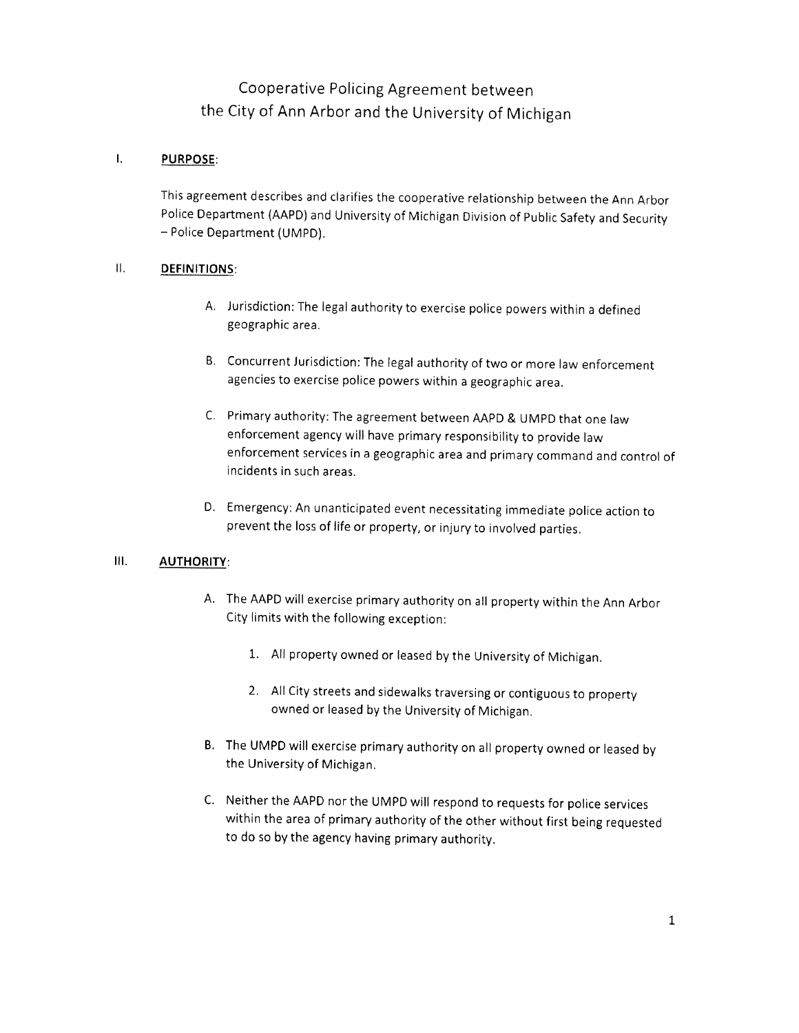# Cooperative Policing Agreement between the City of Ann Arbor and the University of Michigan

## I. PURPOSE:

This agreement describes and clarifies the cooperative relationship between the Ann Arbor Police Department (AAPD) and University of Michigan Division of Public Safety and Security – Police Department (UMPD).

## II. DEFINITIONS:

A. Jurisdiction: The legal authority to exercise police powers within a defined geographic area.

B. Concurrent Jurisdiction: The legal authority of two or more law enforcement agencies to exercise police powers within a geographic area.

C. Primary authority: The agreement between AAPD & UMPD that one law enforcement agency will have primary responsibility to provide law enforcement services in a geographic area and primary command and control of incidents in such areas.

D. Emergency: An unanticipated event necessitating immediate police action to prevent the loss of life or property, or injury to involved parties.

## III. AUTHORITY:

A. The AAPD will exercise primary authority on all property within the Ann Arbor City limits with the following exception:

   1. All property owned or leased by the University of Michigan.

   2. All City streets and sidewalks traversing or contiguous to property owned or leased by the University of Michigan.

B. The UMPD will exercise primary authority on all property owned or leased by the University of Michigan.

C. Neither the AAPD nor the UMPD will respond to requests for police services within the area of primary authority of the other without first being requested to do so by the agency having primary authority.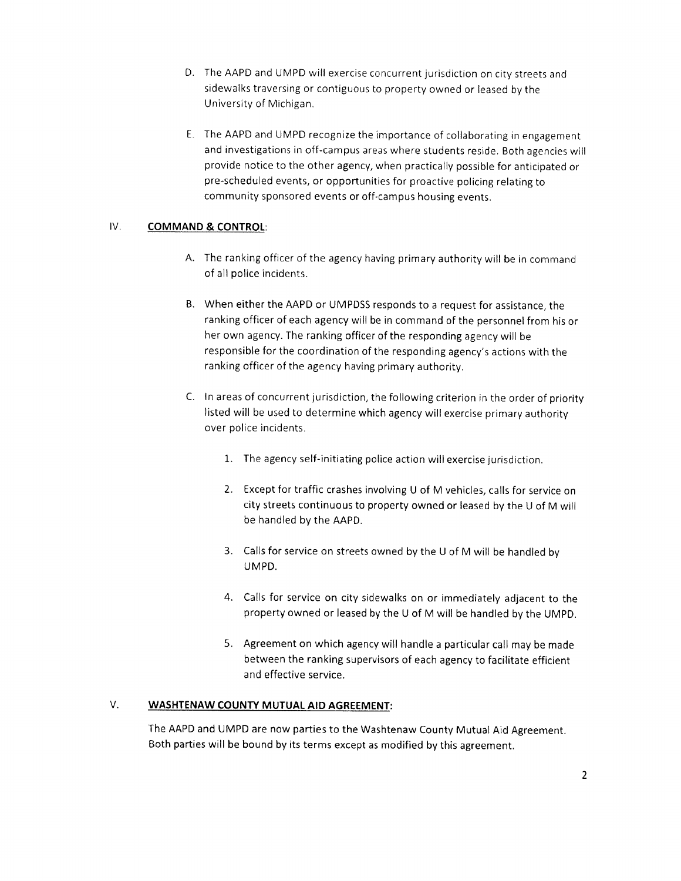D. The AAPD and UMPD will exercise concurrent jurisdiction on city streets and sidewalks traversing or contiguous to property owned or leased by the University of Michigan.

E. The AAPD and UMPD recognize the importance of collaborating in engagement and investigations in off-campus areas where students reside. Both agencies will provide notice to the other agency, when practically possible for anticipated or pre-scheduled events, or opportunities for proactive policing relating to community sponsored events or off-campus housing events.

## IV. COMMAND & CONTROL:

A. The ranking officer of the agency having primary authority will be in command of all police incidents.

B. When either the AAPD or UMPDSS responds to a request for assistance, the ranking officer of each agency will be in command of the personnel from his or her own agency. The ranking officer of the responding agency will be responsible for the coordination of the responding agency's actions with the ranking officer of the agency having primary authority.

C. In areas of concurrent jurisdiction, the following criterion in the order of priority listed will be used to determine which agency will exercise primary authority over police incidents.

1. The agency self-initiating police action will exercise jurisdiction.

2. Except for traffic crashes involving U of M vehicles, calls for service on city streets continuous to property owned or leased by the U of M will be handled by the AAPD.

3. Calls for service on streets owned by the U of M will be handled by UMPD.

4. Calls for service on city sidewalks on or immediately adjacent to the property owned or leased by the U of M will be handled by the UMPD.

5. Agreement on which agency will handle a particular call may be made between the ranking supervisors of each agency to facilitate efficient and effective service.

## V. WASHTENAW COUNTY MUTUAL AID AGREEMENT:

The AAPD and UMPD are now parties to the Washtenaw County Mutual Aid Agreement. Both parties will be bound by its terms except as modified by this agreement.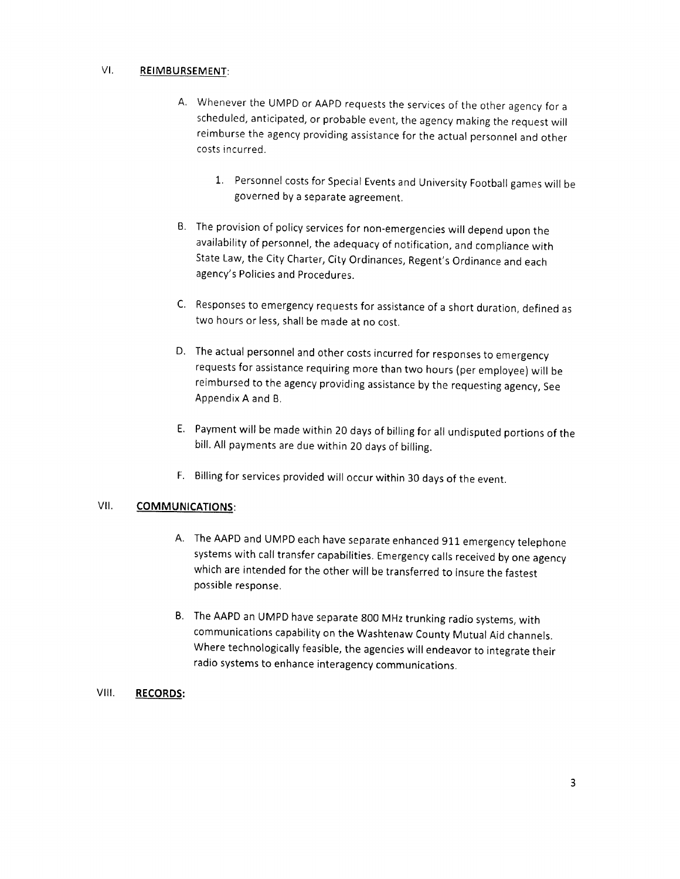## VI. REIMBURSEMENT:

A. Whenever the UMPD or AAPD requests the services of the other agency for a scheduled, anticipated, or probable event, the agency making the request will reimburse the agency providing assistance for the actual personnel and other costs incurred.

1. Personnel costs for Special Events and University Football games will be governed by a separate agreement.

B. The provision of policy services for non-emergencies will depend upon the availability of personnel, the adequacy of notification, and compliance with State Law, the City Charter, City Ordinances, Regent's Ordinance and each agency's Policies and Procedures.

C. Responses to emergency requests for assistance of a short duration, defined as two hours or less, shall be made at no cost.

D. The actual personnel and other costs incurred for responses to emergency requests for assistance requiring more than two hours (per employee) will be reimbursed to the agency providing assistance by the requesting agency, See Appendix A and B.

E. Payment will be made within 20 days of billing for all undisputed portions of the bill. All payments are due within 20 days of billing.

F. Billing for services provided will occur within 30 days of the event.

## VII. COMMUNICATIONS:

A. The AAPD and UMPD each have separate enhanced 911 emergency telephone systems with call transfer capabilities. Emergency calls received by one agency which are intended for the other will be transferred to insure the fastest possible response.

B. The AAPD an UMPD have separate 800 MHz trunking radio systems, with communications capability on the Washtenaw County Mutual Aid channels. Where technologically feasible, the agencies will endeavor to integrate their radio systems to enhance interagency communications.

## VIII. RECORDS: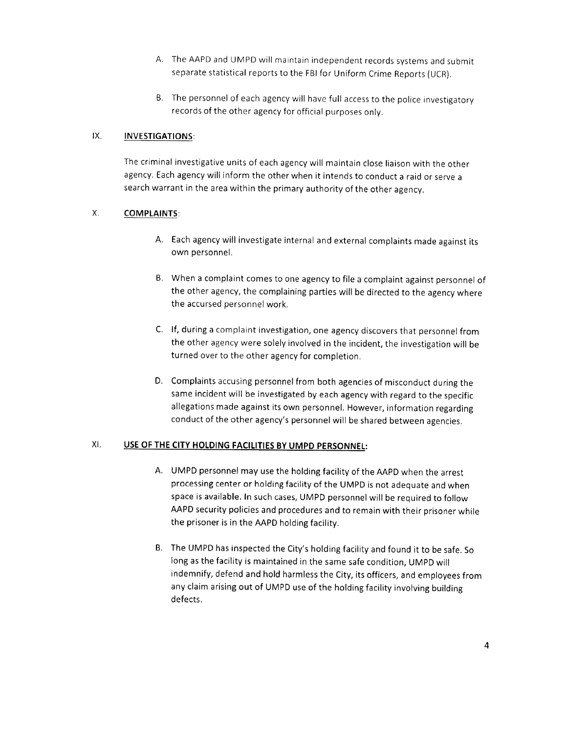A. The AAPD and UMPD will maintain independent records systems and submit separate statistical reports to the FBI for Uniform Crime Reports (UCR).

B. The personnel of each agency will have full access to the police investigatory records of the other agency for official purposes only.

## IX. INVESTIGATIONS:

The criminal investigative units of each agency will maintain close liaison with the other agency. Each agency will inform the other when it intends to conduct a raid or serve a search warrant in the area within the primary authority of the other agency.

## X. COMPLAINTS:

A. Each agency will investigate internal and external complaints made against its own personnel.

B. When a complaint comes to one agency to file a complaint against personnel of the other agency, the complaining parties will be directed to the agency where the accursed personnel work.

C. If, during a complaint investigation, one agency discovers that personnel from the other agency were solely involved in the incident, the investigation will be turned over to the other agency for completion.

D. Complaints accusing personnel from both agencies of misconduct during the same incident will be investigated by each agency with regard to the specific allegations made against its own personnel. However, information regarding conduct of the other agency's personnel will be shared between agencies.

## XI. USE OF THE CITY HOLDING FACILITIES BY UMPD PERSONNEL:

A. UMPD personnel may use the holding facility of the AAPD when the arrest processing center or holding facility of the UMPD is not adequate and when space is available. In such cases, UMPD personnel will be required to follow AAPD security policies and procedures and to remain with their prisoner while the prisoner is in the AAPD holding facility.

B. The UMPD has inspected the City's holding facility and found it to be safe. So long as the facility is maintained in the same safe condition, UMPD will indemnify, defend and hold harmless the City, its officers, and employees from any claim arising out of UMPD use of the holding facility involving building defects.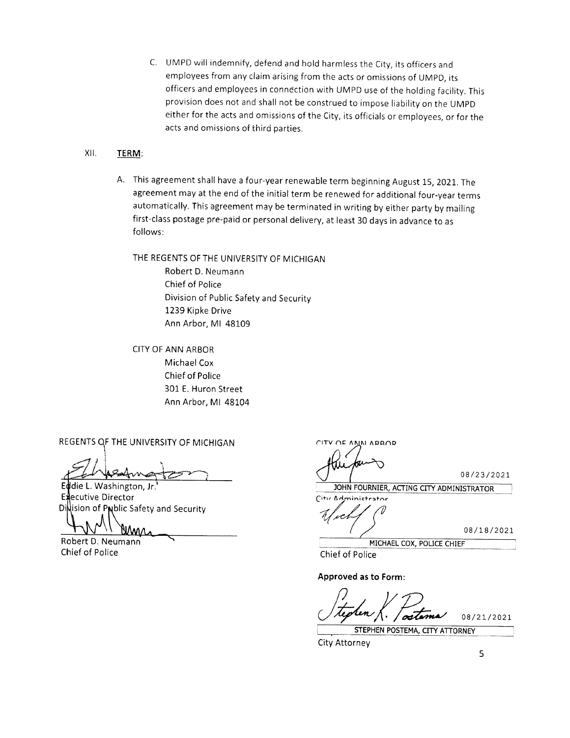C. UMPD will indemnify, defend and hold harmless the City, its officers and employees from any claim arising from the acts or omissions of UMPD, its officers and employees in connection with UMPD use of the holding facility. This provision does not and shall not be construed to impose liability on the UMPD either for the acts and omissions of the City, its officials or employees, or for the acts and omissions of third parties.

XII. **TERM**:

A. This agreement shall have a four-year renewable term beginning August 15, 2021. The agreement may at the end of the initial term be renewed for additional four-year terms automatically. This agreement may be terminated in writing by either party by mailing first-class postage pre-paid or personal delivery, at least 30 days in advance to as follows:

THE REGENTS OF THE UNIVERSITY OF MICHIGAN
Robert D. Neumann
Chief of Police
Division of Public Safety and Security
1239 Kipke Drive
Ann Arbor, MI 48109

CITY OF ANN ARBOR
Michael Cox
Chief of Police
301 E. Huron Street
Ann Arbor, MI 48104

REGENTS OF THE UNIVERSITY OF MICHIGAN

Eddie L. Washington, Jr.
Executive Director
Division of Public Safety and Security

Robert D. Neumann
Chief of Police

CITY OF ANN ARBOR

08/23/2021
JOHN FOURNIER, ACTING CITY ADMINISTRATOR
City Administrator

08/18/2021
MICHAEL COX, POLICE CHIEF
Chief of Police

**Approved as to Form:**

08/21/2021
STEPHEN POSTEMA, CITY ATTORNEY
City Attorney